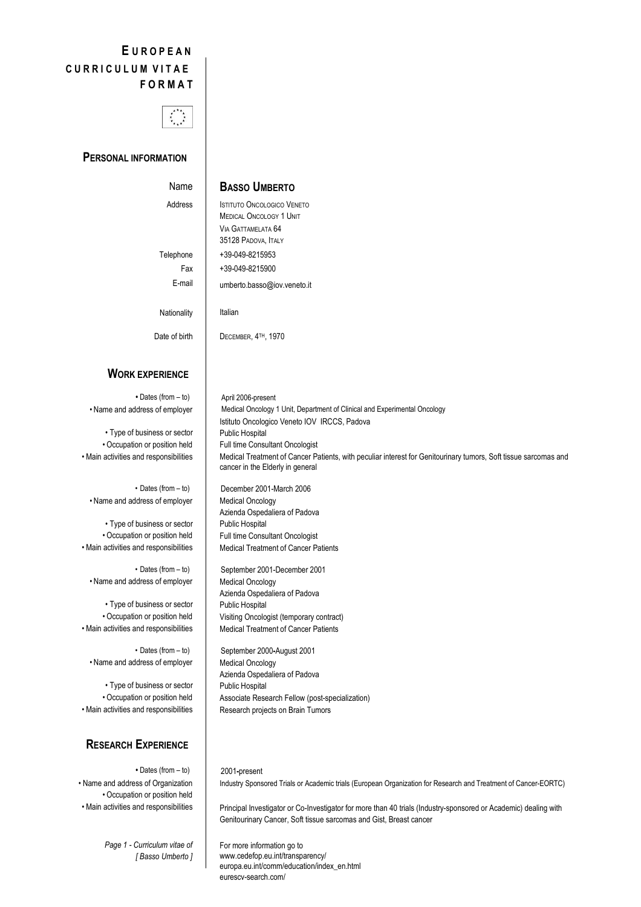# EUROPEAN CURRICULUM VITAE FORMAT

## PERSONAL INFORMATION

| | |
|---|---|
| Name | **BASSO UMBERTO** |
| Address | ISTITUTO ONCOLOGICO VENETO<br>MEDICAL ONCOLOGY 1 UNIT<br>VIA GATTAMELATA 64<br>35128 PADOVA, ITALY |
| Telephone | +39-049-8215953 |
| Fax | +39-049-8215900 |
| E-mail | umberto.basso@iov.veneto.it |
| Nationality | Italian |
| Date of birth | DECEMBER, 4TH, 1970 |

## WORK EXPERIENCE

| | |
|---|---|
| • Dates (from – to) | April 2006-present |
| • Name and address of employer | Medical Oncology 1 Unit, Department of Clinical and Experimental Oncology<br>Istituto Oncologico Veneto IOV IRCCS, Padova |
| • Type of business or sector | Public Hospital |
| • Occupation or position held | Full time Consultant Oncologist |
| • Main activities and responsibilities | Medical Treatment of Cancer Patients, with peculiar interest for Genitourinary tumors, Soft tissue sarcomas and cancer in the Elderly in general |

| | |
|---|---|
| • Dates (from – to) | December 2001-March 2006 |
| • Name and address of employer | Medical Oncology<br>Azienda Ospedaliera of Padova |
| • Type of business or sector | Public Hospital |
| • Occupation or position held | Full time Consultant Oncologist |
| • Main activities and responsibilities | Medical Treatment of Cancer Patients |

| | |
|---|---|
| • Dates (from – to) | September 2001-December 2001 |
| • Name and address of employer | Medical Oncology<br>Azienda Ospedaliera of Padova |
| • Type of business or sector | Public Hospital |
| • Occupation or position held | Visiting Oncologist (temporary contract) |
| • Main activities and responsibilities | Medical Treatment of Cancer Patients |

| | |
|---|---|
| • Dates (from – to) | September 2000-August 2001 |
| • Name and address of employer | Medical Oncology<br>Azienda Ospedaliera of Padova |
| • Type of business or sector | Public Hospital |
| • Occupation or position held | Associate Research Fellow (post-specialization) |
| • Main activities and responsibilities | Research projects on Brain Tumors |

## RESEARCH EXPERIENCE

| | |
|---|---|
| • Dates (from – to) | 2001-present |
| • Name and address of Organization | Industry Sponsored Trials or Academic trials (European Organization for Research and Treatment of Cancer-EORTC) |
| • Occupation or position held | |
| • Main activities and responsibilities | Principal Investigator or Co-Investigator for more than 40 trials (Industry-sponsored or Academic) dealing with Genitourinary Cancer, Soft tissue sarcomas and Gist, Breast cancer |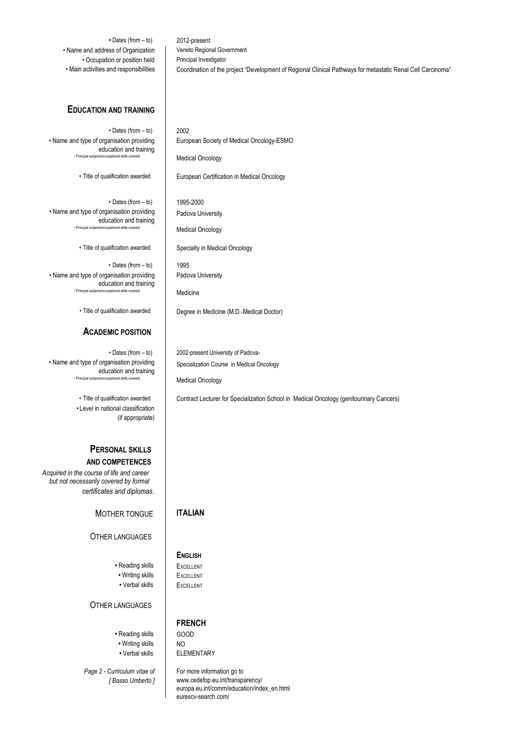- Dates (from – to): 2012-present
- Name and address of Organization: Veneto Regional Government
- Occupation or position held: Principal Investigator
- Main activities and responsibilities: Coordination of the project "Development of Regional Clinical Pathways for metastatic Renal Cell Carcinoma"

## EDUCATION AND TRAINING

- Dates (from – to): 2002
- Name and type of organisation providing education and training: European Society of Medical Oncology-ESMO
- Principal subjects/occupational skills covered: Medical Oncology
- Title of qualification awarded: European Certification in Medical Oncology

- Dates (from – to): 1995-2000
- Name and type of organisation providing education and training: Padova University
- Principal subjects/occupational skills covered: Medical Oncology
- Title of qualification awarded: Specialty in Medical Oncology

- Dates (from – to): 1995
- Name and type of organisation providing education and training: Padova University
- Principal subjects/occupational skills covered: Medicine
- Title of qualification awarded: Degree in Medicine (M.D.-Medical Doctor)

## ACADEMIC POSITION

- Dates (from – to): 2002-present University of Padova-
- Name and type of organisation providing education and training: Specialization Course in Medical Oncology
- Principal subjects/occupational skills covered: Medical Oncology
- Title of qualification awarded: Contract Lecturer for Specialization School in Medical Oncology (genitourinary Cancers)
- Level in national classification (if appropriate)

## PERSONAL SKILLS AND COMPETENCES

*Acquired in the course of life and career but not necessarily covered by formal certificates and diplomas.*

MOTHER TONGUE: **ITALIAN**

OTHER LANGUAGES

**ENGLISH**

- Reading skills: EXCELLENT
- Writing skills: EXCELLENT
- Verbal skills: EXCELLENT

OTHER LANGUAGES

**FRENCH**

- Reading skills: GOOD
- Writing skills: NO
- Verbal skills: ELEMENTARY

*Page 2 - Curriculum vitae of [ Basso Umberto ]*

For more information go to
www.cedefop.eu.int/transparency/
europa.eu.int/comm/education/index_en.html
eurescv-search.com/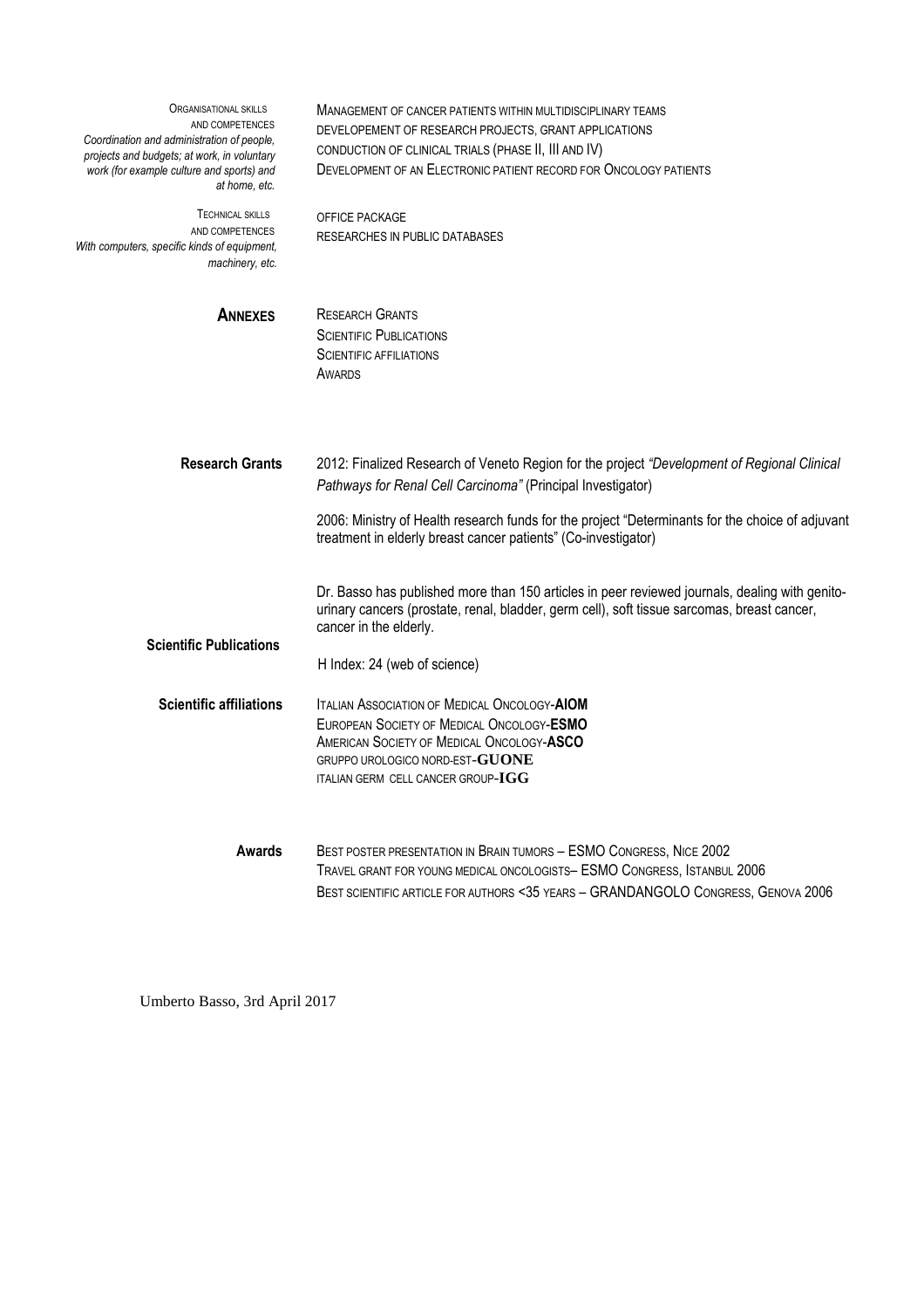**Organisational skills and competences**
*Coordination and administration of people, projects and budgets; at work, in voluntary work (for example culture and sports) and at home, etc.*

MANAGEMENT OF CANCER PATIENTS WITHIN MULTIDISCIPLINARY TEAMS
DEVELOPEMENT OF RESEARCH PROJECTS, GRANT APPLICATIONS
CONDUCTION OF CLINICAL TRIALS (PHASE II, III AND IV)
DEVELOPMENT OF AN ELECTRONIC PATIENT RECORD FOR ONCOLOGY PATIENTS

**Technical skills and competences**
*With computers, specific kinds of equipment, machinery, etc.*

OFFICE PACKAGE
RESEARCHES IN PUBLIC DATABASES

## ANNEXES

RESEARCH GRANTS
SCIENTIFIC PUBLICATIONS
SCIENTIFIC AFFILIATIONS
AWARDS

**Research Grants**

2012: Finalized Research of Veneto Region for the project *"Development of Regional Clinical Pathways for Renal Cell Carcinoma"* (Principal Investigator)

2006: Ministry of Health research funds for the project "Determinants for the choice of adjuvant treatment in elderly breast cancer patients" (Co-investigator)

**Scientific Publications**

Dr. Basso has published more than 150 articles in peer reviewed journals, dealing with genito-urinary cancers (prostate, renal, bladder, germ cell), soft tissue sarcomas, breast cancer, cancer in the elderly.

H Index: 24 (web of science)

**Scientific affiliations**

ITALIAN ASSOCIATION OF MEDICAL ONCOLOGY-**AIOM**
EUROPEAN SOCIETY OF MEDICAL ONCOLOGY-**ESMO**
AMERICAN SOCIETY OF MEDICAL ONCOLOGY-**ASCO**
GRUPPO UROLOGICO NORD-EST-**GUONE**
ITALIAN GERM CELL CANCER GROUP-**IGG**

**Awards**

BEST POSTER PRESENTATION IN BRAIN TUMORS – ESMO CONGRESS, NICE 2002
TRAVEL GRANT FOR YOUNG MEDICAL ONCOLOGISTS– ESMO CONGRESS, ISTANBUL 2006
BEST SCIENTIFIC ARTICLE FOR AUTHORS <35 YEARS – GRANDANGOLO CONGRESS, GENOVA 2006

Umberto Basso, 3rd April 2017